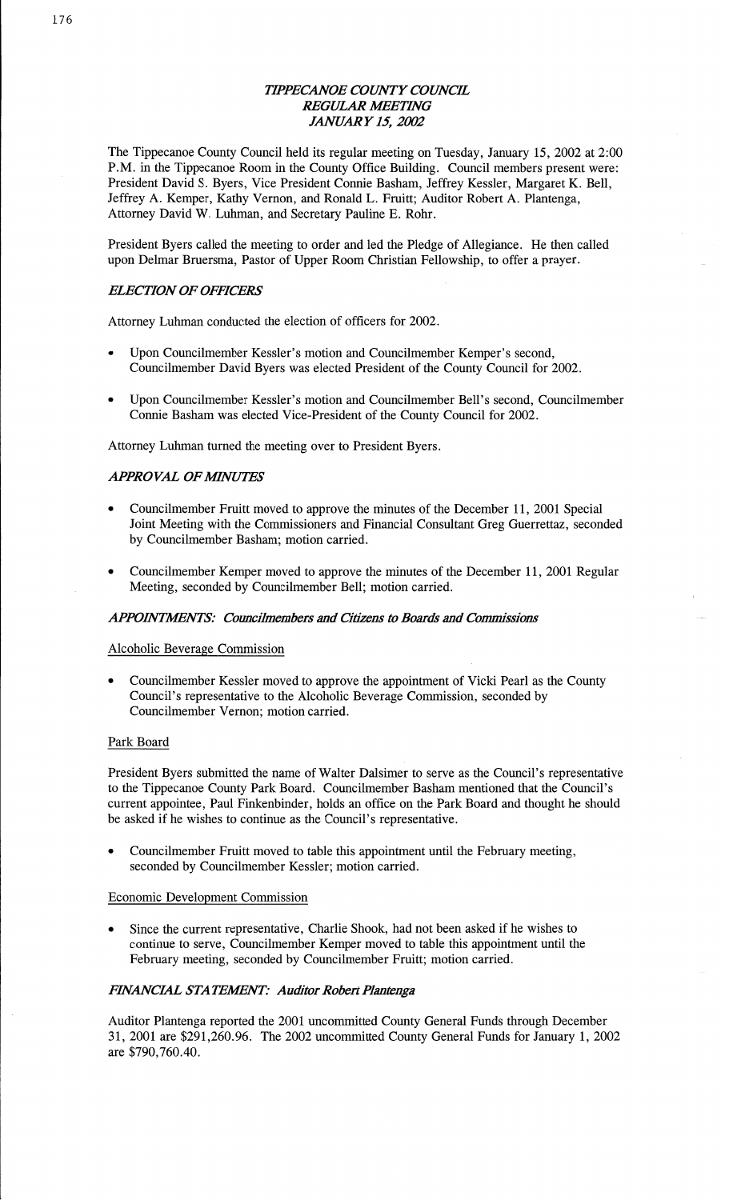# *TIPPECANOE COUNTY COUNCIL REGULAR MEETING JANUARY 15, 2002*

The Tippecanoe County Council held its regular meeting on Tuesday, January 15, 2002 at 2:00 P.M. in the Tippecanoe Room in the County Office Building. Council members present were: President David S. Byers, Vice President Connie Basham, Jeffrey Kessler, Margaret K. Bell, Jeffrey A. Kemper, Kathy Vernon, and Ronald L. Fruitt; Auditor Robert A. Plantenga, Attorney David W. Luhman, and Secretary Pauline E. Rohr.

President Byers called the meeting to order and led the Pledge of Allegiance. He then called upon Delmar Bruersma, Pastor of Upper Room Christian Fellowship, to offer a prayer.

## *ELECTION OF OFFICERS*

Attorney Luhman conducted the election of officers for 2002.

- Upon Councilmember Kessler's motion and Councilmember Kemper's second, Councilmember David Byers was elected President of the County Council for 2002.
- Upon Councilmember Kessler's motion and Councilmember Bell's second, Councilmember Connie Basham was elected Vice-President of the County Council for 2002.

Attorney Luhman turned the meeting over to President Byers.

## *APPROVAL OF MINUTES*

- Councilmember Fruitt moved to approve the minutes of the December 11, 2001 Special Joint Meeting with the Commissioners and Financial Consultant Greg Guerrettaz, seconded by Councilmember Basham; motion carried.
- Councilmember Kemper moved to approve the minutes of the December 11, 2001 Regular Meeting, seconded by Councilmember Bell; motion carried.

## *APPOINTMENTS: Councilmembers and Citizens to Boards and Commissions*

Alcoholic Beverage Commission

- Councilmember Kessler moved to approve the appointment of Vicki Pearl as the County Council's representative to the Alcoholic Beverage Commission, seconded by Councilmember Vernon; motion carried.

Park Board

President Byers submitted the name of Walter Dalsimer to serve as the Council's representative to the Tippecanoe County Park Board. Councilmember Basham mentioned that the Council's current appointee, Paul Finkenbinder, holds an office on the Park Board and thought he should be asked if he wishes to continue as the Council's representative.

- Councilmember Fruitt moved to table this appointment until the February meeting, seconded by Councilmember Kessler; motion carried.

Economic Development Commission

- Since the current representative, Charlie Shook, had not been asked if he wishes to continue to serve, Councilmember Kemper moved to table this appointment until the February meeting, seconded by Councilmember Fruitt; motion carried.

## *FINANCIAL STATEMENT: Auditor Robert Plantenga*

Auditor Plantenga reported the 2001 uncommitted County General Funds through December 31, 2001 are $291,260.96. The 2002 uncommitted County General Funds for January 1, 2002 are $790,760.40.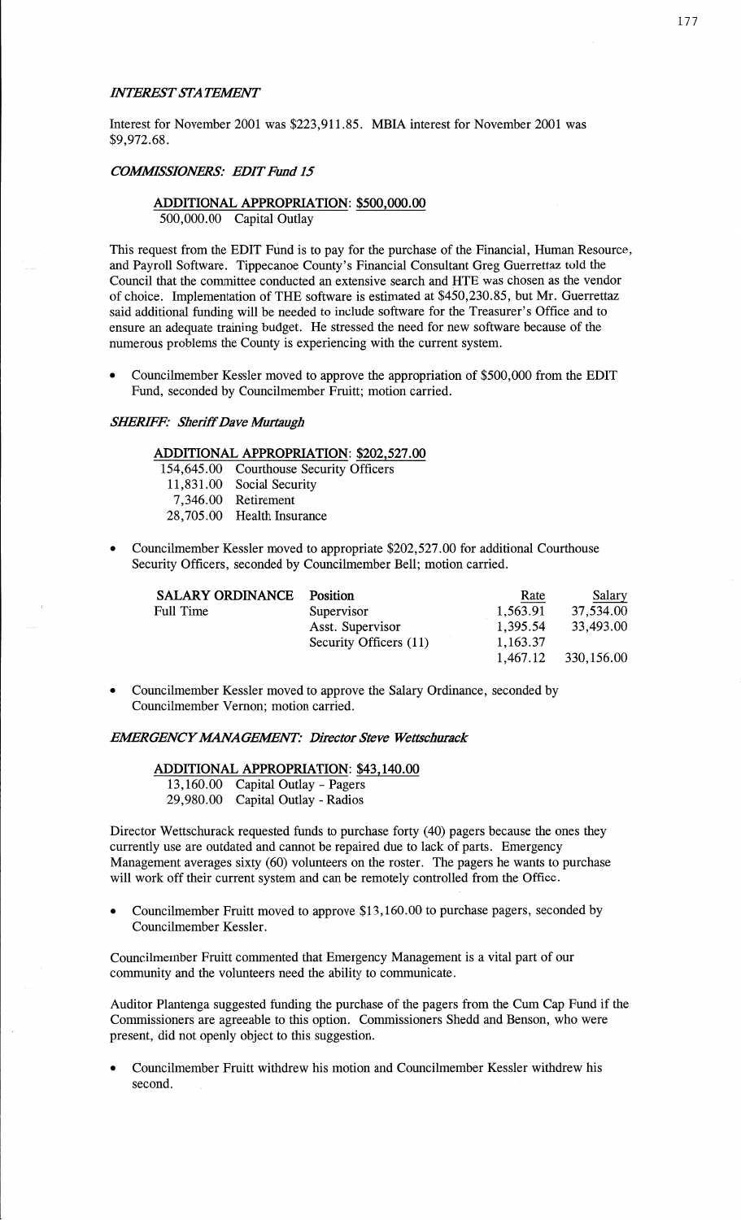*INTEREST STATEMENT*

Interest for November 2001 was $223,911.85. MBIA interest for November 2001 was $9,972.68.

*COMMISSIONERS: EDIT Fund 15*

**ADDITIONAL APPROPRIATION: $500,000.00**

500,000.00 Capital Outlay

This request from the EDIT Fund is to pay for the purchase of the Financial, Human Resource, and Payroll Software. Tippecanoe County's Financial Consultant Greg Guerrettaz told the Council that the committee conducted an extensive search and HTE was chosen as the vendor of choice. Implementation of THE software is estimated at $450,230.85, but Mr. Guerrettaz said additional funding will be needed to include software for the Treasurer's Office and to ensure an adequate training budget. He stressed the need for new software because of the numerous problems the County is experiencing with the current system.

- Councilmember Kessler moved to approve the appropriation of $500,000 from the EDIT Fund, seconded by Councilmember Fruitt; motion carried.

*SHERIFF: Sheriff Dave Murtaugh*

**ADDITIONAL APPROPRIATION: $202,527.00**

154,645.00 Courthouse Security Officers
11,831.00 Social Security
7,346.00 Retirement
28,705.00 Health Insurance

- Councilmember Kessler moved to appropriate $202,527.00 for additional Courthouse Security Officers, seconded by Councilmember Bell; motion carried.

| SALARY ORDINANCE | Position | Rate | Salary |
|---|---|---|---|
| Full Time | Supervisor | 1,563.91 | 37,534.00 |
| | Asst. Supervisor | 1,395.54 | 33,493.00 |
| | Security Officers (11) | 1,163.37 | |
| | | 1,467.12 | 330,156.00 |

- Councilmember Kessler moved to approve the Salary Ordinance, seconded by Councilmember Vernon; motion carried.

*EMERGENCY MANAGEMENT: Director Steve Wettschurack*

**ADDITIONAL APPROPRIATION: $43,140.00**

13,160.00 Capital Outlay - Pagers
29,980.00 Capital Outlay - Radios

Director Wettschurack requested funds to purchase forty (40) pagers because the ones they currently use are outdated and cannot be repaired due to lack of parts. Emergency Management averages sixty (60) volunteers on the roster. The pagers he wants to purchase will work off their current system and can be remotely controlled from the Office.

- Councilmember Fruitt moved to approve $13,160.00 to purchase pagers, seconded by Councilmember Kessler.

Councilmember Fruitt commented that Emergency Management is a vital part of our community and the volunteers need the ability to communicate.

Auditor Plantenga suggested funding the purchase of the pagers from the Cum Cap Fund if the Commissioners are agreeable to this option. Commissioners Shedd and Benson, who were present, did not openly object to this suggestion.

- Councilmember Fruitt withdrew his motion and Councilmember Kessler withdrew his second.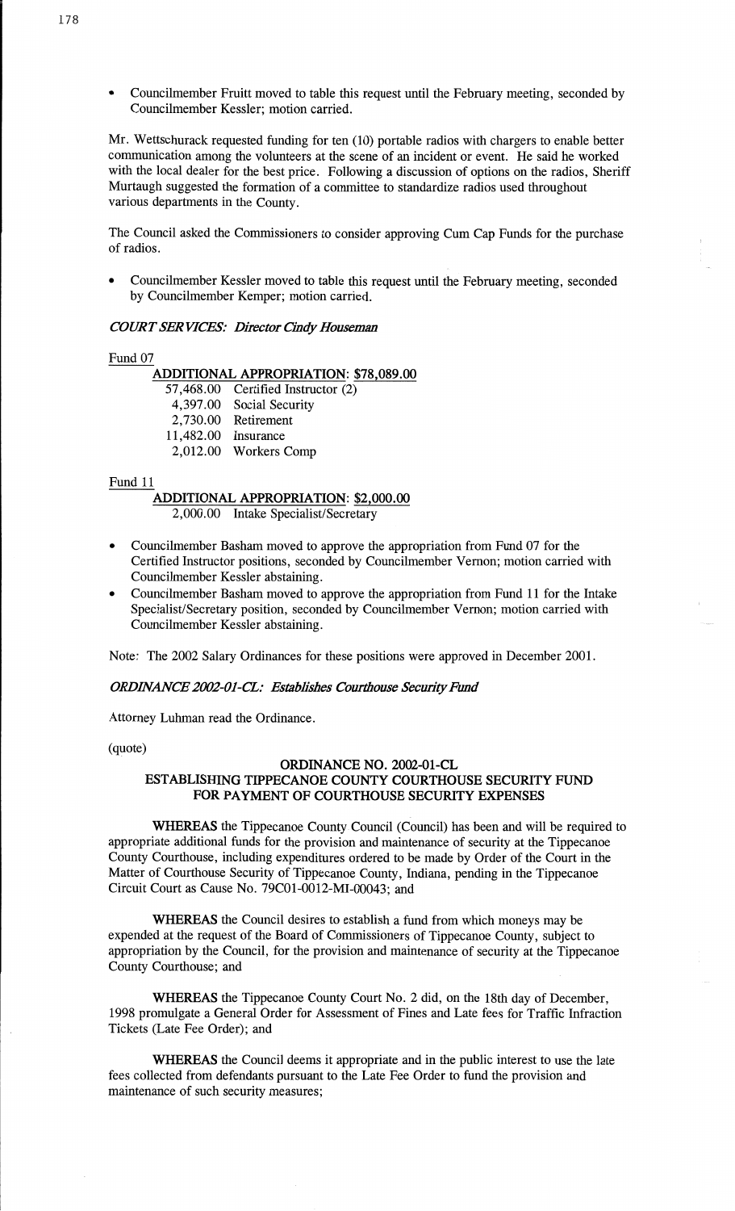- Councilmember Fruitt moved to table this request until the February meeting, seconded by Councilmember Kessler; motion carried.

Mr. Wettschurack requested funding for ten (10) portable radios with chargers to enable better communication among the volunteers at the scene of an incident or event. He said he worked with the local dealer for the best price. Following a discussion of options on the radios, Sheriff Murtaugh suggested the formation of a committee to standardize radios used throughout various departments in the County.

The Council asked the Commissioners to consider approving Cum Cap Funds for the purchase of radios.

- Councilmember Kessler moved to table this request until the February meeting, seconded by Councilmember Kemper; motion carried.

*COURT SERVICES: Director Cindy Houseman*

Fund 07

**ADDITIONAL APPROPRIATION: $78,089.00**

| | |
|---|---|
| 57,468.00 | Certified Instructor (2) |
| 4,397.00 | Social Security |
| 2,730.00 | Retirement |
| 11,482.00 | Insurance |
| 2,012.00 | Workers Comp |

Fund 11

**ADDITIONAL APPROPRIATION: $2,000.00**

2,000.00 Intake Specialist/Secretary

- Councilmember Basham moved to approve the appropriation from Fund 07 for the Certified Instructor positions, seconded by Councilmember Vernon; motion carried with Councilmember Kessler abstaining.
- Councilmember Basham moved to approve the appropriation from Fund 11 for the Intake Specialist/Secretary position, seconded by Councilmember Vernon; motion carried with Councilmember Kessler abstaining.

Note: The 2002 Salary Ordinances for these positions were approved in December 2001.

*ORDINANCE 2002-01-CL: Establishes Courthouse Security Fund*

Attorney Luhman read the Ordinance.

(quote)

**ORDINANCE NO. 2002-01-CL**
**ESTABLISHING TIPPECANOE COUNTY COURTHOUSE SECURITY FUND FOR PAYMENT OF COURTHOUSE SECURITY EXPENSES**

**WHEREAS** the Tippecanoe County Council (Council) has been and will be required to appropriate additional funds for the provision and maintenance of security at the Tippecanoe County Courthouse, including expenditures ordered to be made by Order of the Court in the Matter of Courthouse Security of Tippecanoe County, Indiana, pending in the Tippecanoe Circuit Court as Cause No. 79C01-0012-MI-00043; and

**WHEREAS** the Council desires to establish a fund from which moneys may be expended at the request of the Board of Commissioners of Tippecanoe County, subject to appropriation by the Council, for the provision and maintenance of security at the Tippecanoe County Courthouse; and

**WHEREAS** the Tippecanoe County Court No. 2 did, on the 18th day of December, 1998 promulgate a General Order for Assessment of Fines and Late fees for Traffic Infraction Tickets (Late Fee Order); and

**WHEREAS** the Council deems it appropriate and in the public interest to use the late fees collected from defendants pursuant to the Late Fee Order to fund the provision and maintenance of such security measures;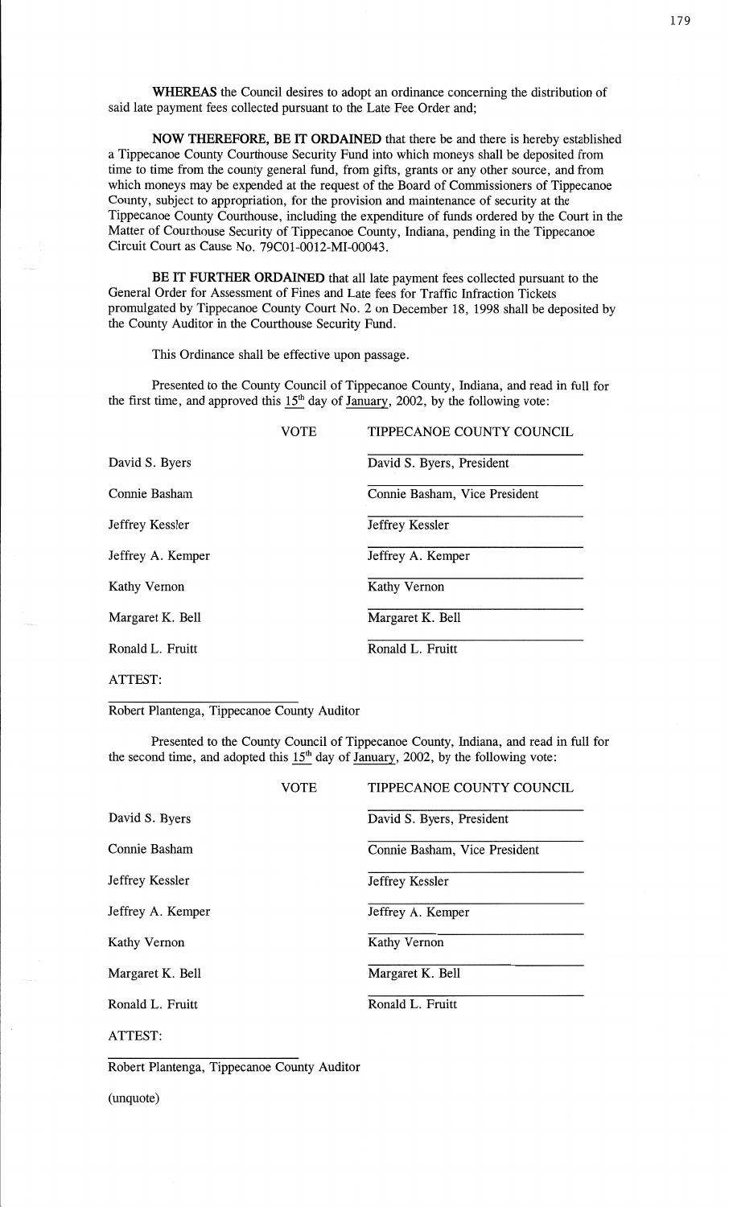**WHEREAS** the Council desires to adopt an ordinance concerning the distribution of said late payment fees collected pursuant to the Late Fee Order and;

**NOW THEREFORE, BE IT ORDAINED** that there be and there is hereby established a Tippecanoe County Courthouse Security Fund into which moneys shall be deposited from time to time from the county general fund, from gifts, grants or any other source, and from which moneys may be expended at the request of the Board of Commissioners of Tippecanoe County, subject to appropriation, for the provision and maintenance of security at the Tippecanoe County Courthouse, including the expenditure of funds ordered by the Court in the Matter of Courthouse Security of Tippecanoe County, Indiana, pending in the Tippecanoe Circuit Court as Cause No. 79C01-0012-MI-00043.

**BE IT FURTHER ORDAINED** that all late payment fees collected pursuant to the General Order for Assessment of Fines and Late fees for Traffic Infraction Tickets promulgated by Tippecanoe County Court No. 2 on December 18, 1998 shall be deposited by the County Auditor in the Courthouse Security Fund.

This Ordinance shall be effective upon passage.

Presented to the County Council of Tippecanoe County, Indiana, and read in full for the first time, and approved this 15th day of January, 2002, by the following vote:

| VOTE | TIPPECANOE COUNTY COUNCIL |
|---|---|
| David S. Byers | David S. Byers, President |
| Connie Basham | Connie Basham, Vice President |
| Jeffrey Kessler | Jeffrey Kessler |
| Jeffrey A. Kemper | Jeffrey A. Kemper |
| Kathy Vernon | Kathy Vernon |
| Margaret K. Bell | Margaret K. Bell |
| Ronald L. Fruitt | Ronald L. Fruitt |

ATTEST:

Robert Plantenga, Tippecanoe County Auditor

Presented to the County Council of Tippecanoe County, Indiana, and read in full for the second time, and adopted this 15th day of January, 2002, by the following vote:

| VOTE | TIPPECANOE COUNTY COUNCIL |
|---|---|
| David S. Byers | David S. Byers, President |
| Connie Basham | Connie Basham, Vice President |
| Jeffrey Kessler | Jeffrey Kessler |
| Jeffrey A. Kemper | Jeffrey A. Kemper |
| Kathy Vernon | Kathy Vernon |
| Margaret K. Bell | Margaret K. Bell |
| Ronald L. Fruitt | Ronald L. Fruitt |

ATTEST:

Robert Plantenga, Tippecanoe County Auditor

(unquote)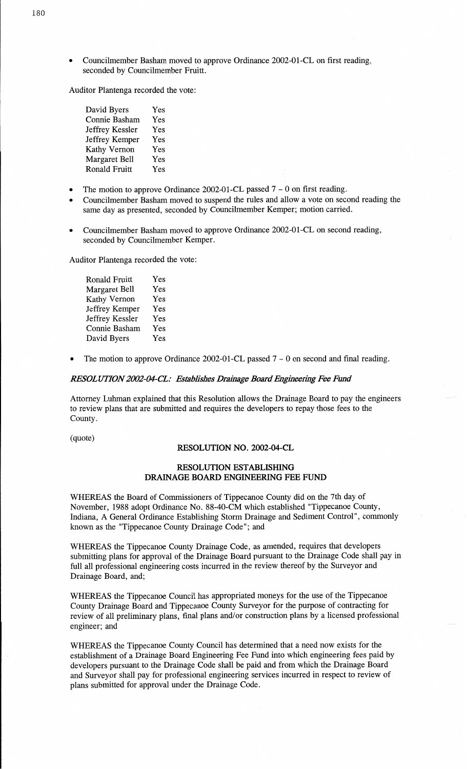- Councilmember Basham moved to approve Ordinance 2002-01-CL on first reading, seconded by Councilmember Fruitt.

Auditor Plantenga recorded the vote:

| | |
|---|---|
| David Byers | Yes |
| Connie Basham | Yes |
| Jeffrey Kessler | Yes |
| Jeffrey Kemper | Yes |
| Kathy Vernon | Yes |
| Margaret Bell | Yes |
| Ronald Fruitt | Yes |

- The motion to approve Ordinance 2002-01-CL passed 7 – 0 on first reading.
- Councilmember Basham moved to suspend the rules and allow a vote on second reading the same day as presented, seconded by Councilmember Kemper; motion carried.
- Councilmember Basham moved to approve Ordinance 2002-01-CL on second reading, seconded by Councilmember Kemper.

Auditor Plantenga recorded the vote:

| | |
|---|---|
| Ronald Fruitt | Yes |
| Margaret Bell | Yes |
| Kathy Vernon | Yes |
| Jeffrey Kemper | Yes |
| Jeffrey Kessler | Yes |
| Connie Basham | Yes |
| David Byers | Yes |

- The motion to approve Ordinance 2002-01-CL passed 7 – 0 on second and final reading.

***RESOLUTION 2002-04-CL: Establishes Drainage Board Engineering Fee Fund***

Attorney Luhman explained that this Resolution allows the Drainage Board to pay the engineers to review plans that are submitted and requires the developers to repay those fees to the County.

(quote)

**RESOLUTION NO. 2002-04-CL**

**RESOLUTION ESTABLISHING DRAINAGE BOARD ENGINEERING FEE FUND**

WHEREAS the Board of Commissioners of Tippecanoe County did on the 7th day of November, 1988 adopt Ordinance No. 88-40-CM which established "Tippecanoe County, Indiana, A General Ordinance Establishing Storm Drainage and Sediment Control", commonly known as the "Tippecanoe County Drainage Code"; and

WHEREAS the Tippecanoe County Drainage Code, as amended, requires that developers submitting plans for approval of the Drainage Board pursuant to the Drainage Code shall pay in full all professional engineering costs incurred in the review thereof by the Surveyor and Drainage Board, and;

WHEREAS the Tippecanoe Council has appropriated moneys for the use of the Tippecanoe County Drainage Board and Tippecanoe County Surveyor for the purpose of contracting for review of all preliminary plans, final plans and/or construction plans by a licensed professional engineer; and

WHEREAS the Tippecanoe County Council has determined that a need now exists for the establishment of a Drainage Board Engineering Fee Fund into which engineering fees paid by developers pursuant to the Drainage Code shall be paid and from which the Drainage Board and Surveyor shall pay for professional engineering services incurred in respect to review of plans submitted for approval under the Drainage Code.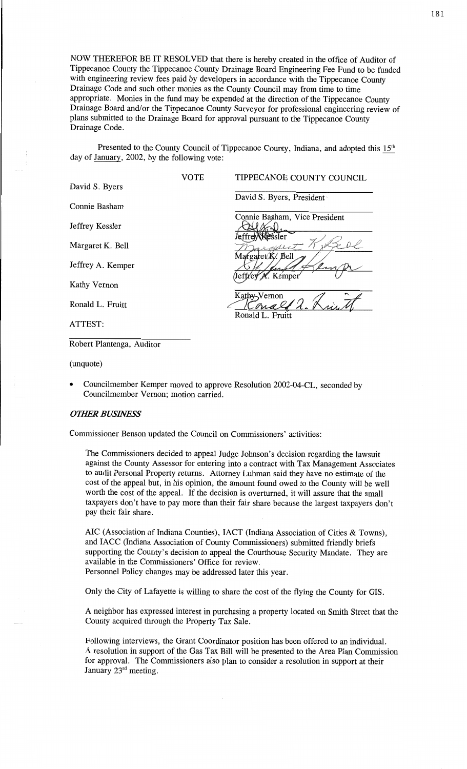NOW THEREFOR BE IT RESOLVED that there is hereby created in the office of Auditor of Tippecanoe County the Tippecanoe County Drainage Board Engineering Fee Fund to be funded with engineering review fees paid by developers in accordance with the Tippecanoe County Drainage Code and such other monies as the County Council may from time to time appropriate. Monies in the fund may be expended at the direction of the Tippecanoe County Drainage Board and/or the Tippecanoe County Surveyor for professional engineering review of plans submitted to the Drainage Board for approval pursuant to the Tippecanoe County Drainage Code.

Presented to the County Council of Tippecanoe County, Indiana, and adopted this 15th day of January, 2002, by the following vote:

| | VOTE | TIPPECANOE COUNTY COUNCIL |
|---|---|---|
| David S. Byers | | David S. Byers, President |
| Connie Basham | | Connie Basham, Vice President |
| Jeffrey Kessler | | Jeffrey Kessler |
| Margaret K. Bell | | Margaret K. Bell |
| Jeffrey A. Kemper | | Jeffrey A. Kemper |
| Kathy Vernon | | Kathy Vernon |
| Ronald L. Fruitt | | Ronald L. Fruitt |

ATTEST:

Robert Plantenga, Auditor

(unquote)

- Councilmember Kemper moved to approve Resolution 2002-04-CL, seconded by Councilmember Vernon; motion carried.

### *OTHER BUSINESS*

Commissioner Benson updated the Council on Commissioners' activities:

The Commissioners decided to appeal Judge Johnson's decision regarding the lawsuit against the County Assessor for entering into a contract with Tax Management Associates to audit Personal Property returns. Attorney Luhman said they have no estimate of the cost of the appeal but, in his opinion, the amount found owed to the County will be well worth the cost of the appeal. If the decision is overturned, it will assure that the small taxpayers don't have to pay more than their fair share because the largest taxpayers don't pay their fair share.

AIC (Association of Indiana Counties), IACT (Indiana Association of Cities & Towns), and IACC (Indiana Association of County Commissioners) submitted friendly briefs supporting the County's decision to appeal the Courthouse Security Mandate. They are available in the Commissioners' Office for review.
Personnel Policy changes may be addressed later this year.

Only the City of Lafayette is willing to share the cost of the flying the County for GIS.

A neighbor has expressed interest in purchasing a property located on Smith Street that the County acquired through the Property Tax Sale.

Following interviews, the Grant Coordinator position has been offered to an individual. A resolution in support of the Gas Tax Bill will be presented to the Area Plan Commission for approval. The Commissioners also plan to consider a resolution in support at their January 23rd meeting.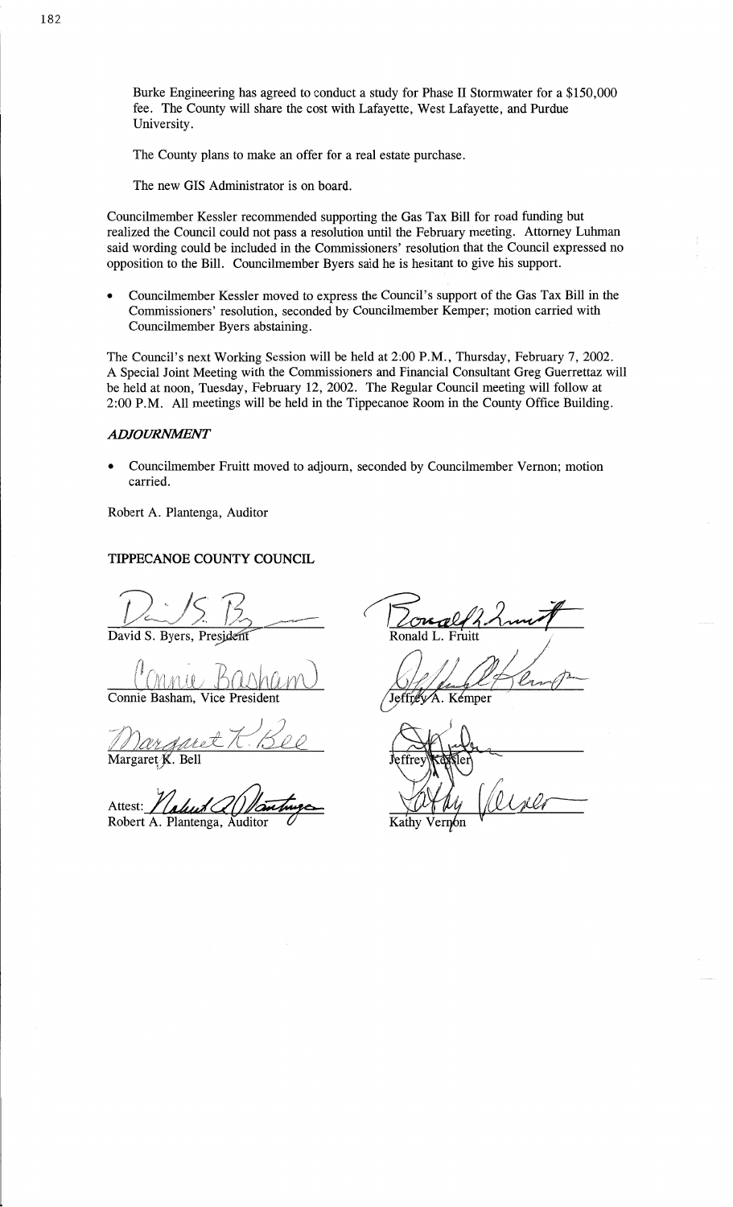Burke Engineering has agreed to conduct a study for Phase II Stormwater for a $150,000 fee. The County will share the cost with Lafayette, West Lafayette, and Purdue University.

The County plans to make an offer for a real estate purchase.

The new GIS Administrator is on board.

Councilmember Kessler recommended supporting the Gas Tax Bill for road funding but realized the Council could not pass a resolution until the February meeting. Attorney Luhman said wording could be included in the Commissioners' resolution that the Council expressed no opposition to the Bill. Councilmember Byers said he is hesitant to give his support.

- Councilmember Kessler moved to express the Council's support of the Gas Tax Bill in the Commissioners' resolution, seconded by Councilmember Kemper; motion carried with Councilmember Byers abstaining.

The Council's next Working Session will be held at 2:00 P.M., Thursday, February 7, 2002. A Special Joint Meeting with the Commissioners and Financial Consultant Greg Guerrettaz will be held at noon, Tuesday, February 12, 2002. The Regular Council meeting will follow at 2:00 P.M. All meetings will be held in the Tippecanoe Room in the County Office Building.

### *ADJOURNMENT*

- Councilmember Fruitt moved to adjourn, seconded by Councilmember Vernon; motion carried.

Robert A. Plantenga, Auditor

**TIPPECANOE COUNTY COUNCIL**

David S. Byers, President

Connie Basham, Vice President

Margaret K. Bell

Attest: 
Robert A. Plantenga, Auditor

Ronald L. Fruitt

Jeffrey A. Kemper

Jeffrey Kessler

Kathy Vernon